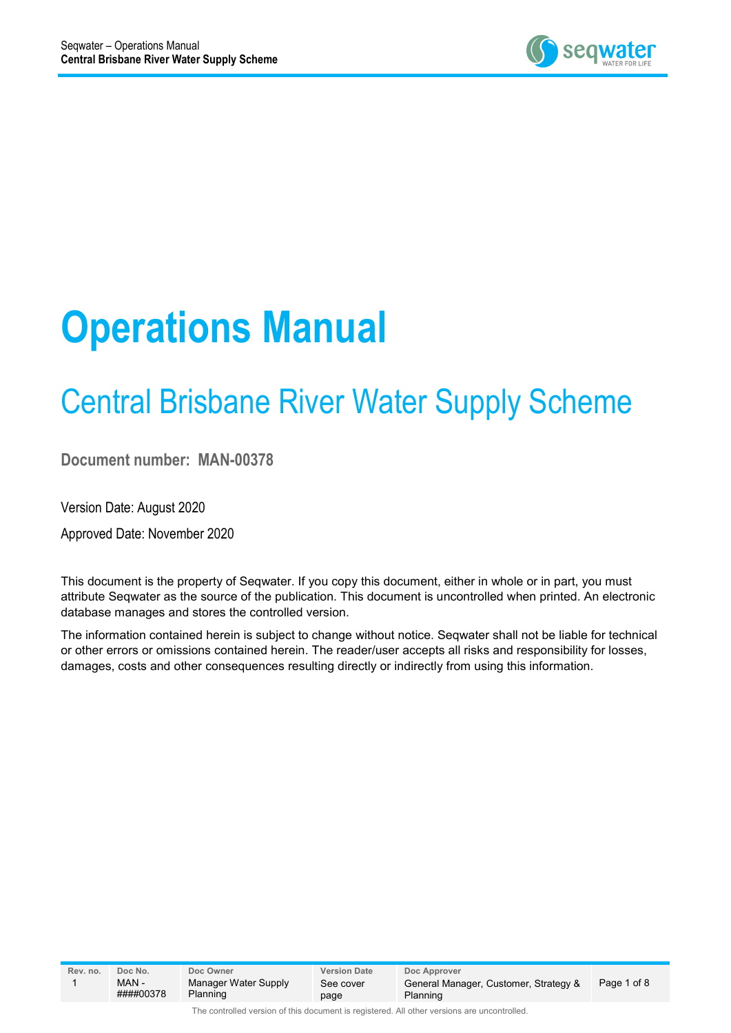# Operations Manual

## Central Brisbane River Water Supply Scheme

**Document number: MAN-00378**

Version Date: August 2020

Approved Date: November 2020

This document is the property of Seqwater. If you copy this document, either in whole or in part, you must attribute Seqwater as the source of the publication. This document is uncontrolled when printed. An electronic database manages and stores the controlled version.

The information contained herein is subject to change without notice. Seqwater shall not be liable for technical or other errors or omissions contained herein. The reader/user accepts all risks and responsibility for losses, damages, costs and other consequences resulting directly or indirectly from using this information.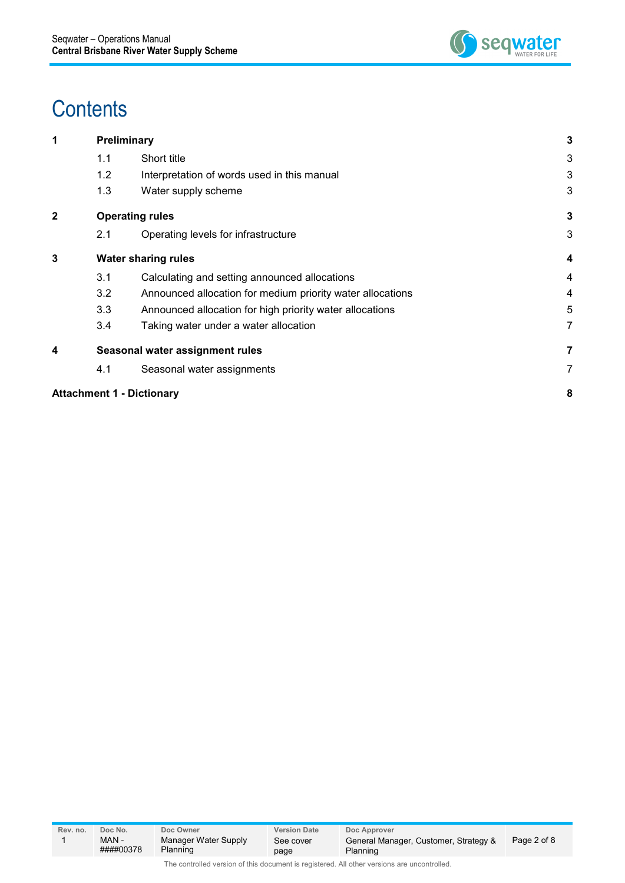# Contents

| | | | |
|---|---|---|---|
| **1** | **Preliminary** | | **3** |
| | 1.1 | Short title | 3 |
| | 1.2 | Interpretation of words used in this manual | 3 |
| | 1.3 | Water supply scheme | 3 |
| **2** | **Operating rules** | | **3** |
| | 2.1 | Operating levels for infrastructure | 3 |
| **3** | **Water sharing rules** | | **4** |
| | 3.1 | Calculating and setting announced allocations | 4 |
| | 3.2 | Announced allocation for medium priority water allocations | 4 |
| | 3.3 | Announced allocation for high priority water allocations | 5 |
| | 3.4 | Taking water under a water allocation | 7 |
| **4** | **Seasonal water assignment rules** | | **7** |
| | 4.1 | Seasonal water assignments | 7 |
| **Attachment 1 - Dictionary** | | | **8** |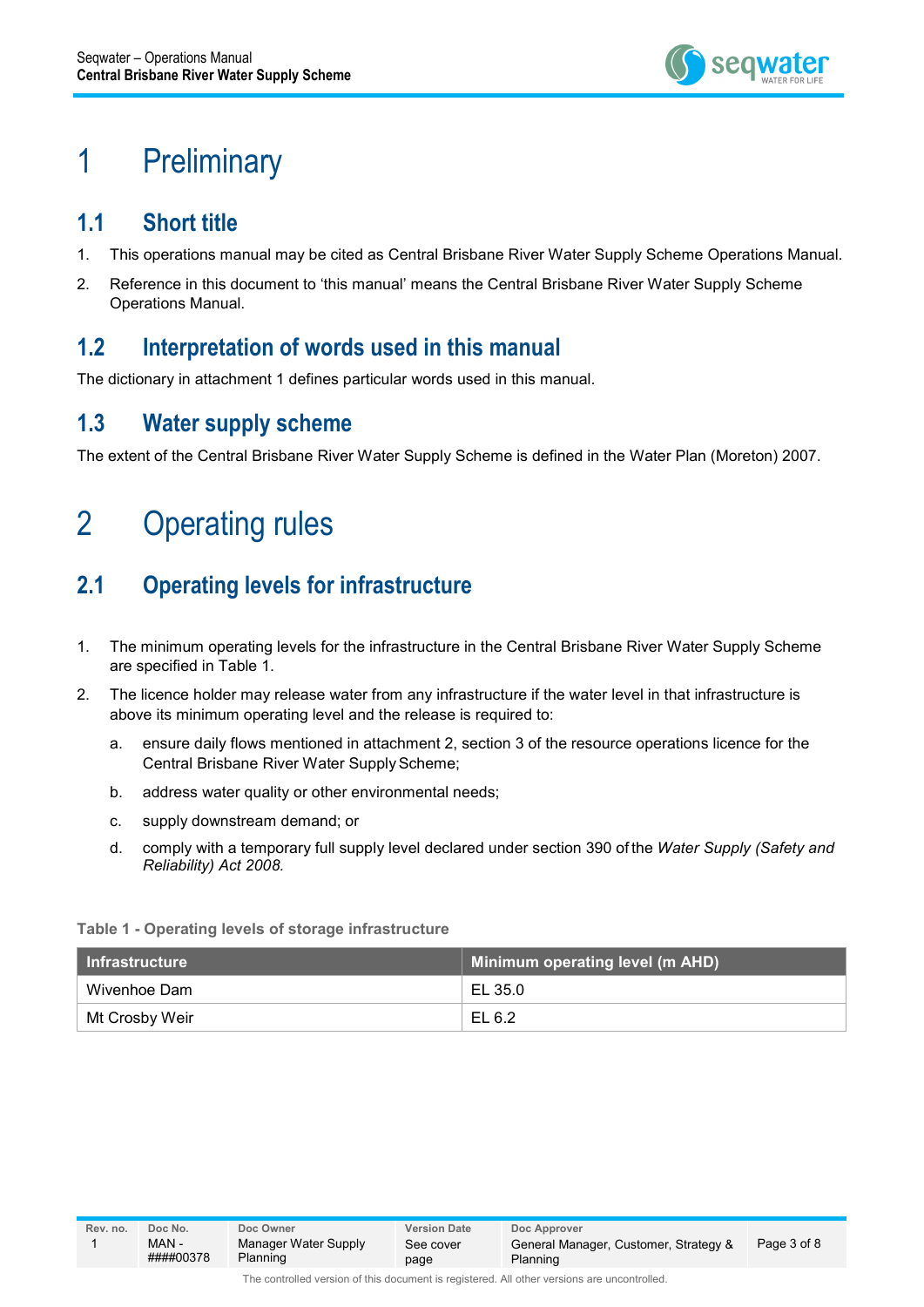# 1 Preliminary

## 1.1 Short title

1. This operations manual may be cited as Central Brisbane River Water Supply Scheme Operations Manual.
2. Reference in this document to 'this manual' means the Central Brisbane River Water Supply Scheme Operations Manual.

## 1.2 Interpretation of words used in this manual

The dictionary in attachment 1 defines particular words used in this manual.

## 1.3 Water supply scheme

The extent of the Central Brisbane River Water Supply Scheme is defined in the Water Plan (Moreton) 2007.

# 2 Operating rules

## 2.1 Operating levels for infrastructure

1. The minimum operating levels for the infrastructure in the Central Brisbane River Water Supply Scheme are specified in Table 1.
2. The licence holder may release water from any infrastructure if the water level in that infrastructure is above its minimum operating level and the release is required to:
   a. ensure daily flows mentioned in attachment 2, section 3 of the resource operations licence for the Central Brisbane River Water Supply Scheme;
   b. address water quality or other environmental needs;
   c. supply downstream demand; or
   d. comply with a temporary full supply level declared under section 390 of the *Water Supply (Safety and Reliability) Act 2008.*

**Table 1 - Operating levels of storage infrastructure**

| Infrastructure | Minimum operating level (m AHD) |
|---|---|
| Wivenhoe Dam | EL 35.0 |
| Mt Crosby Weir | EL 6.2 |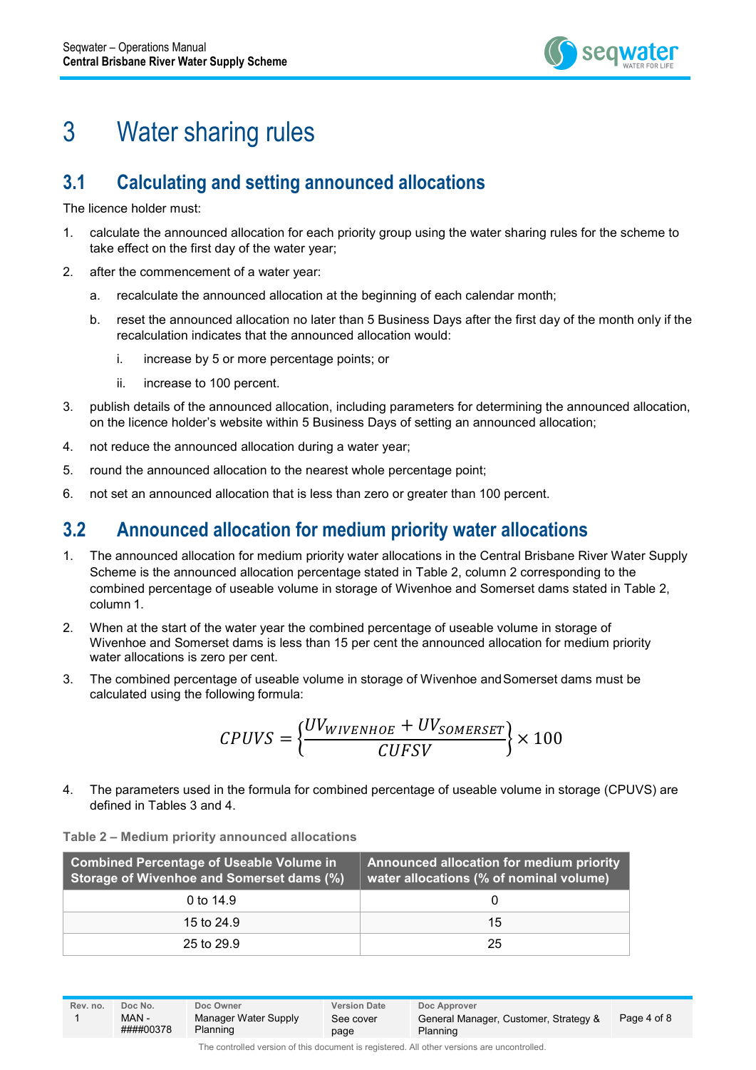# 3 Water sharing rules

## 3.1 Calculating and setting announced allocations

The licence holder must:

1. calculate the announced allocation for each priority group using the water sharing rules for the scheme to take effect on the first day of the water year;
2. after the commencement of a water year:
   a. recalculate the announced allocation at the beginning of each calendar month;
   b. reset the announced allocation no later than 5 Business Days after the first day of the month only if the recalculation indicates that the announced allocation would:
      i. increase by 5 or more percentage points; or
      ii. increase to 100 percent.
3. publish details of the announced allocation, including parameters for determining the announced allocation, on the licence holder's website within 5 Business Days of setting an announced allocation;
4. not reduce the announced allocation during a water year;
5. round the announced allocation to the nearest whole percentage point;
6. not set an announced allocation that is less than zero or greater than 100 percent.

## 3.2 Announced allocation for medium priority water allocations

1. The announced allocation for medium priority water allocations in the Central Brisbane River Water Supply Scheme is the announced allocation percentage stated in Table 2, column 2 corresponding to the combined percentage of useable volume in storage of Wivenhoe and Somerset dams stated in Table 2, column 1.
2. When at the start of the water year the combined percentage of useable volume in storage of Wivenhoe and Somerset dams is less than 15 per cent the announced allocation for medium priority water allocations is zero per cent.
3. The combined percentage of useable volume in storage of Wivenhoe and Somerset dams must be calculated using the following formula:

$$CPUVS = \left\{ \frac{UV_{WIVENHOE} + UV_{SOMERSET}}{CUFSV} \right\} \times 100$$

4. The parameters used in the formula for combined percentage of useable volume in storage (CPUVS) are defined in Tables 3 and 4.

**Table 2 – Medium priority announced allocations**

| Combined Percentage of Useable Volume in Storage of Wivenhoe and Somerset dams (%) | Announced allocation for medium priority water allocations (% of nominal volume) |
|---|---|
| 0 to 14.9 | 0 |
| 15 to 24.9 | 15 |
| 25 to 29.9 | 25 |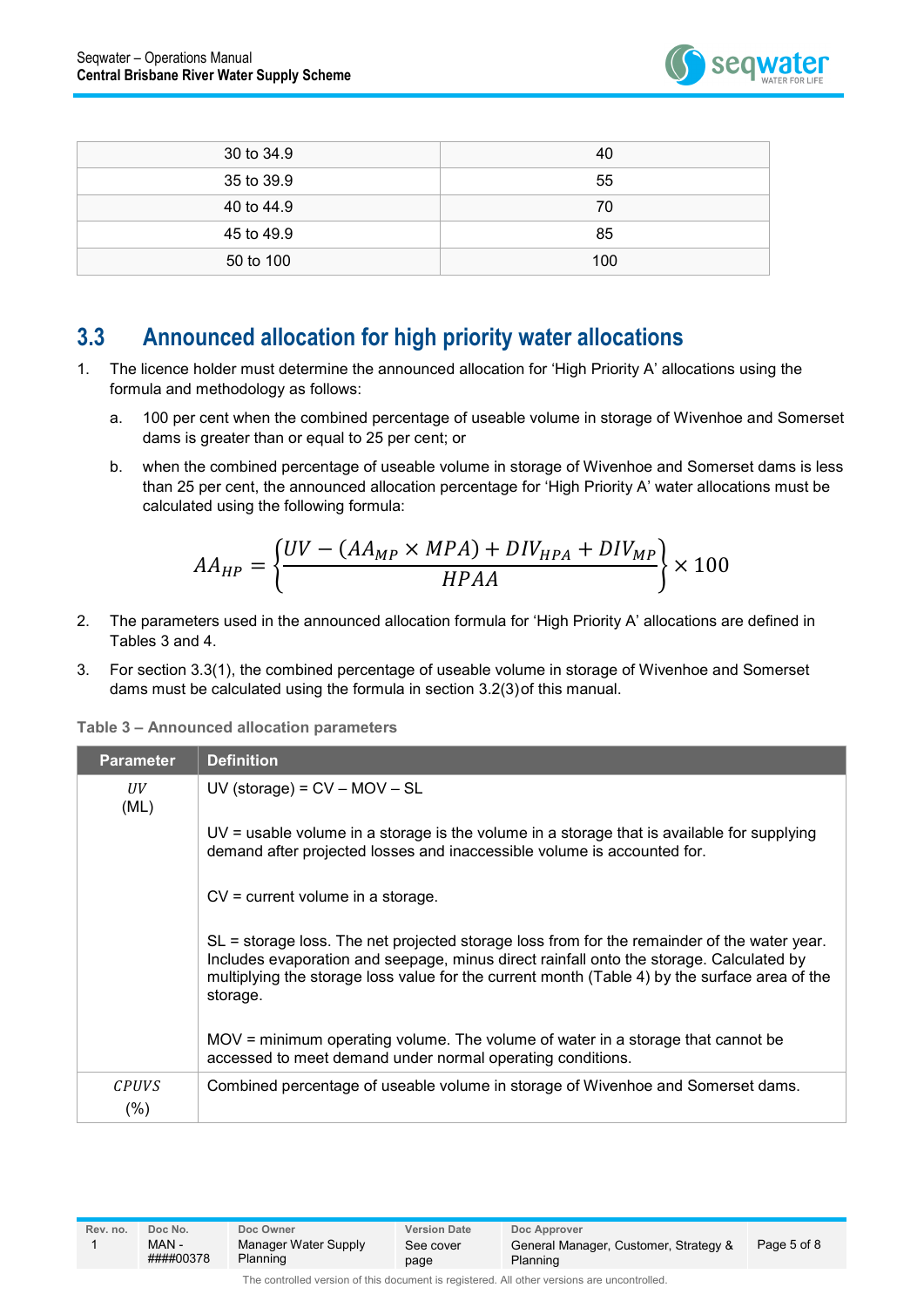| 30 to 34.9 | 40 |
|---|---|
| 35 to 39.9 | 55 |
| 40 to 44.9 | 70 |
| 45 to 49.9 | 85 |
| 50 to 100 | 100 |

## 3.3 Announced allocation for high priority water allocations

1. The licence holder must determine the announced allocation for 'High Priority A' allocations using the formula and methodology as follows:

   a. 100 per cent when the combined percentage of useable volume in storage of Wivenhoe and Somerset dams is greater than or equal to 25 per cent; or

   b. when the combined percentage of useable volume in storage of Wivenhoe and Somerset dams is less than 25 per cent, the announced allocation percentage for 'High Priority A' water allocations must be calculated using the following formula:

$$AA_{HP} = \left\{ \frac{UV - (AA_{MP} \times MPA) + DIV_{HPA} + DIV_{MP}}{HPAA} \right\} \times 100$$

2. The parameters used in the announced allocation formula for 'High Priority A' allocations are defined in Tables 3 and 4.

3. For section 3.3(1), the combined percentage of useable volume in storage of Wivenhoe and Somerset dams must be calculated using the formula in section 3.2(3) of this manual.

**Table 3 – Announced allocation parameters**

| Parameter | Definition |
|---|---|
| $UV$ (ML) | UV (storage) = CV – MOV – SL<br><br>UV = usable volume in a storage is the volume in a storage that is available for supplying demand after projected losses and inaccessible volume is accounted for.<br><br>CV = current volume in a storage.<br><br>SL = storage loss. The net projected storage loss from for the remainder of the water year. Includes evaporation and seepage, minus direct rainfall onto the storage. Calculated by multiplying the storage loss value for the current month (Table 4) by the surface area of the storage.<br><br>MOV = minimum operating volume. The volume of water in a storage that cannot be accessed to meet demand under normal operating conditions. |
| $CPUVS$ (%) | Combined percentage of useable volume in storage of Wivenhoe and Somerset dams. |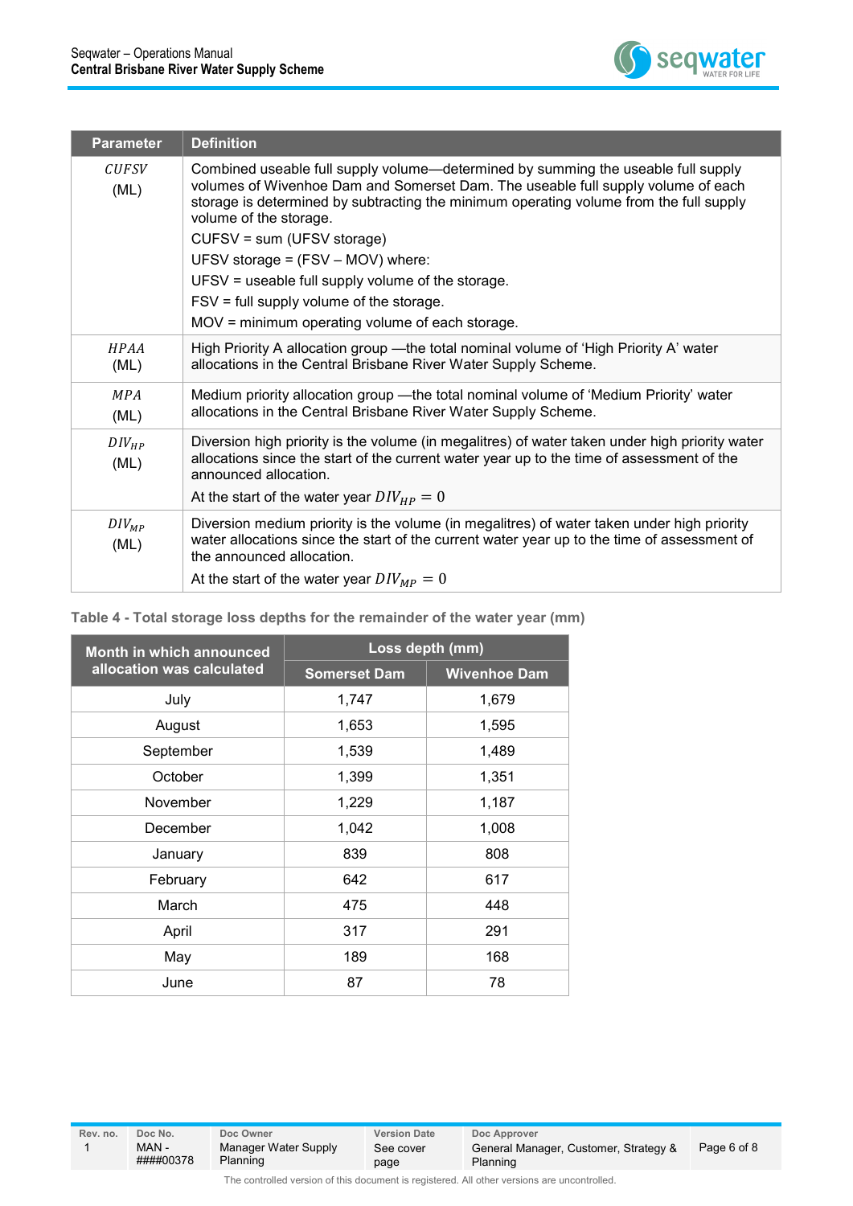| Parameter | Definition |
|---|---|
| $CUFSV$ (ML) | Combined useable full supply volume—determined by summing the useable full supply volumes of Wivenhoe Dam and Somerset Dam. The useable full supply volume of each storage is determined by subtracting the minimum operating volume from the full supply volume of the storage.<br>CUFSV = sum (UFSV storage)<br>UFSV storage = (FSV – MOV) where:<br>UFSV = useable full supply volume of the storage.<br>FSV = full supply volume of the storage.<br>MOV = minimum operating volume of each storage. |
| $HPAA$ (ML) | High Priority A allocation group —the total nominal volume of 'High Priority A' water allocations in the Central Brisbane River Water Supply Scheme. |
| $MPA$ (ML) | Medium priority allocation group —the total nominal volume of 'Medium Priority' water allocations in the Central Brisbane River Water Supply Scheme. |
| $DIV_{HP}$ (ML) | Diversion high priority is the volume (in megalitres) of water taken under high priority water allocations since the start of the current water year up to the time of assessment of the announced allocation.<br>At the start of the water year $DIV_{HP} = 0$ |
| $DIV_{MP}$ (ML) | Diversion medium priority is the volume (in megalitres) of water taken under high priority water allocations since the start of the current water year up to the time of assessment of the announced allocation.<br>At the start of the water year $DIV_{MP} = 0$ |

**Table 4 - Total storage loss depths for the remainder of the water year (mm)**

| Month in which announced allocation was calculated | Loss depth (mm) | |
|---|---|---|
| | Somerset Dam | Wivenhoe Dam |
| July | 1,747 | 1,679 |
| August | 1,653 | 1,595 |
| September | 1,539 | 1,489 |
| October | 1,399 | 1,351 |
| November | 1,229 | 1,187 |
| December | 1,042 | 1,008 |
| January | 839 | 808 |
| February | 642 | 617 |
| March | 475 | 448 |
| April | 317 | 291 |
| May | 189 | 168 |
| June | 87 | 78 |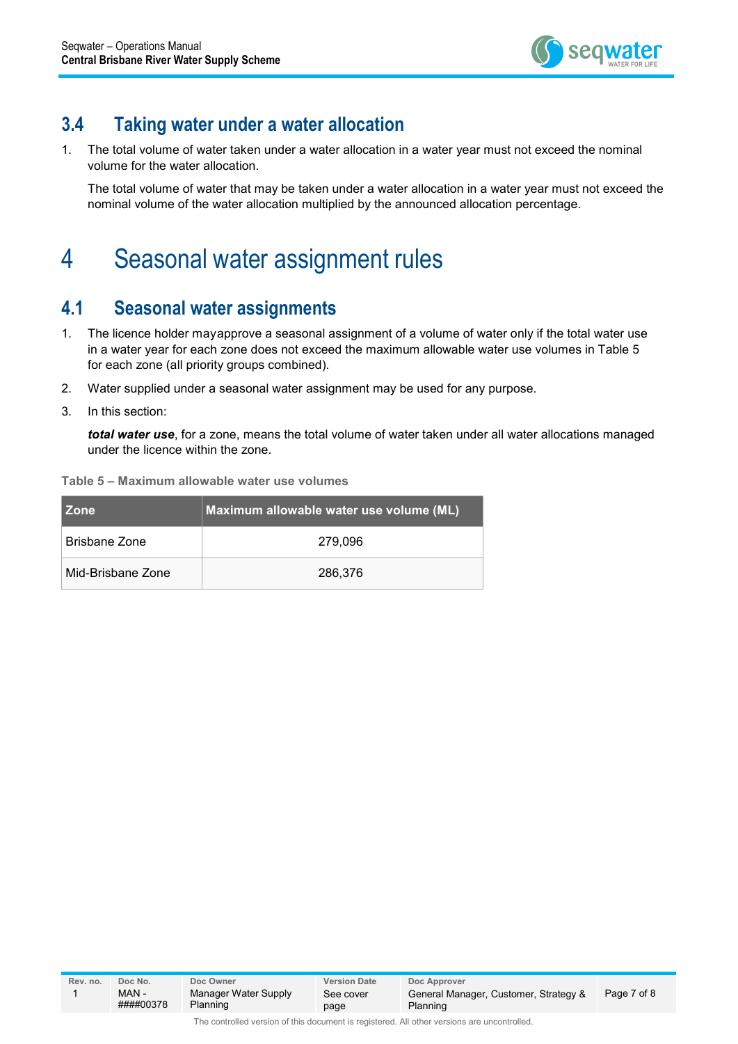## 3.4 Taking water under a water allocation

1. The total volume of water taken under a water allocation in a water year must not exceed the nominal volume for the water allocation.

   The total volume of water that may be taken under a water allocation in a water year must not exceed the nominal volume of the water allocation multiplied by the announced allocation percentage.

# 4 Seasonal water assignment rules

## 4.1 Seasonal water assignments

1. The licence holder mayapprove a seasonal assignment of a volume of water only if the total water use in a water year for each zone does not exceed the maximum allowable water use volumes in Table 5 for each zone (all priority groups combined).
2. Water supplied under a seasonal water assignment may be used for any purpose.
3. In this section:

   ***total water use***, for a zone, means the total volume of water taken under all water allocations managed under the licence within the zone.

**Table 5 – Maximum allowable water use volumes**

| Zone | Maximum allowable water use volume (ML) |
|---|---|
| Brisbane Zone | 279,096 |
| Mid-Brisbane Zone | 286,376 |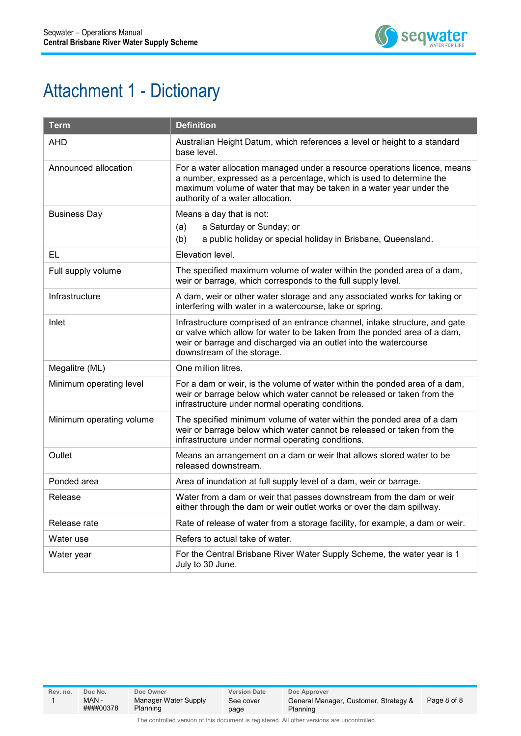# Attachment 1 - Dictionary

| Term | Definition |
|---|---|
| AHD | Australian Height Datum, which references a level or height to a standard base level. |
| Announced allocation | For a water allocation managed under a resource operations licence, means a number, expressed as a percentage, which is used to determine the maximum volume of water that may be taken in a water year under the authority of a water allocation. |
| Business Day | Means a day that is not: (a) a Saturday or Sunday; or (b) a public holiday or special holiday in Brisbane, Queensland. |
| EL | Elevation level. |
| Full supply volume | The specified maximum volume of water within the ponded area of a dam, weir or barrage, which corresponds to the full supply level. |
| Infrastructure | A dam, weir or other water storage and any associated works for taking or interfering with water in a watercourse, lake or spring. |
| Inlet | Infrastructure comprised of an entrance channel, intake structure, and gate or valve which allow for water to be taken from the ponded area of a dam, weir or barrage and discharged via an outlet into the watercourse downstream of the storage. |
| Megalitre (ML) | One million litres. |
| Minimum operating level | For a dam or weir, is the volume of water within the ponded area of a dam, weir or barrage below which water cannot be released or taken from the infrastructure under normal operating conditions. |
| Minimum operating volume | The specified minimum volume of water within the ponded area of a dam weir or barrage below which water cannot be released or taken from the infrastructure under normal operating conditions. |
| Outlet | Means an arrangement on a dam or weir that allows stored water to be released downstream. |
| Ponded area | Area of inundation at full supply level of a dam, weir or barrage. |
| Release | Water from a dam or weir that passes downstream from the dam or weir either through the dam or weir outlet works or over the dam spillway. |
| Release rate | Rate of release of water from a storage facility, for example, a dam or weir. |
| Water use | Refers to actual take of water. |
| Water year | For the Central Brisbane River Water Supply Scheme, the water year is 1 July to 30 June. |